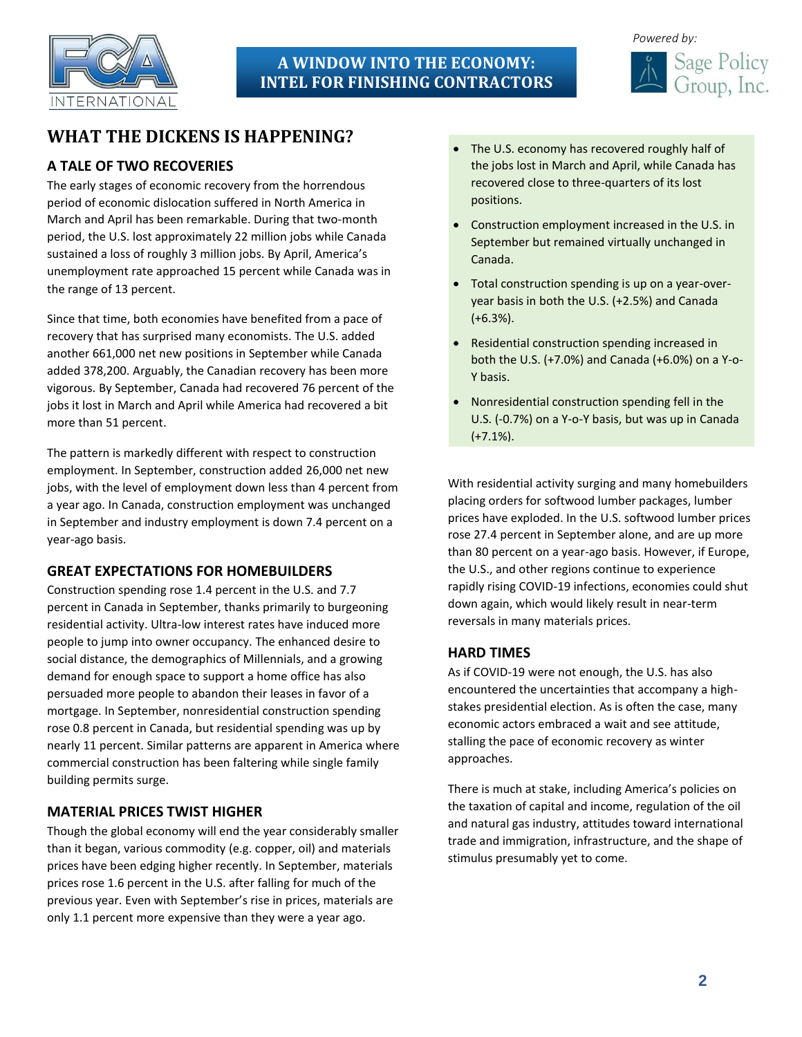**A WINDOW INTO THE ECONOMY: INTEL FOR FINISHING CONTRACTORS**

*Powered by:* Sage Policy Group, Inc.

# WHAT THE DICKENS IS HAPPENING?

## A TALE OF TWO RECOVERIES

The early stages of economic recovery from the horrendous period of economic dislocation suffered in North America in March and April has been remarkable. During that two-month period, the U.S. lost approximately 22 million jobs while Canada sustained a loss of roughly 3 million jobs. By April, America's unemployment rate approached 15 percent while Canada was in the range of 13 percent.

Since that time, both economies have benefited from a pace of recovery that has surprised many economists. The U.S. added another 661,000 net new positions in September while Canada added 378,200. Arguably, the Canadian recovery has been more vigorous. By September, Canada had recovered 76 percent of the jobs it lost in March and April while America had recovered a bit more than 51 percent.

The pattern is markedly different with respect to construction employment. In September, construction added 26,000 net new jobs, with the level of employment down less than 4 percent from a year ago. In Canada, construction employment was unchanged in September and industry employment is down 7.4 percent on a year-ago basis.

## GREAT EXPECTATIONS FOR HOMEBUILDERS

Construction spending rose 1.4 percent in the U.S. and 7.7 percent in Canada in September, thanks primarily to burgeoning residential activity. Ultra-low interest rates have induced more people to jump into owner occupancy. The enhanced desire to social distance, the demographics of Millennials, and a growing demand for enough space to support a home office has also persuaded more people to abandon their leases in favor of a mortgage. In September, nonresidential construction spending rose 0.8 percent in Canada, but residential spending was up by nearly 11 percent. Similar patterns are apparent in America where commercial construction has been faltering while single family building permits surge.

## MATERIAL PRICES TWIST HIGHER

Though the global economy will end the year considerably smaller than it began, various commodity (e.g. copper, oil) and materials prices have been edging higher recently. In September, materials prices rose 1.6 percent in the U.S. after falling for much of the previous year. Even with September's rise in prices, materials are only 1.1 percent more expensive than they were a year ago.

- The U.S. economy has recovered roughly half of the jobs lost in March and April, while Canada has recovered close to three-quarters of its lost positions.
- Construction employment increased in the U.S. in September but remained virtually unchanged in Canada.
- Total construction spending is up on a year-over-year basis in both the U.S. (+2.5%) and Canada (+6.3%).
- Residential construction spending increased in both the U.S. (+7.0%) and Canada (+6.0%) on a Y-o-Y basis.
- Nonresidential construction spending fell in the U.S. (-0.7%) on a Y-o-Y basis, but was up in Canada (+7.1%).

With residential activity surging and many homebuilders placing orders for softwood lumber packages, lumber prices have exploded. In the U.S. softwood lumber prices rose 27.4 percent in September alone, and are up more than 80 percent on a year-ago basis. However, if Europe, the U.S., and other regions continue to experience rapidly rising COVID-19 infections, economies could shut down again, which would likely result in near-term reversals in many materials prices.

## HARD TIMES

As if COVID-19 were not enough, the U.S. has also encountered the uncertainties that accompany a high-stakes presidential election. As is often the case, many economic actors embraced a wait and see attitude, stalling the pace of economic recovery as winter approaches.

There is much at stake, including America's policies on the taxation of capital and income, regulation of the oil and natural gas industry, attitudes toward international trade and immigration, infrastructure, and the shape of stimulus presumably yet to come.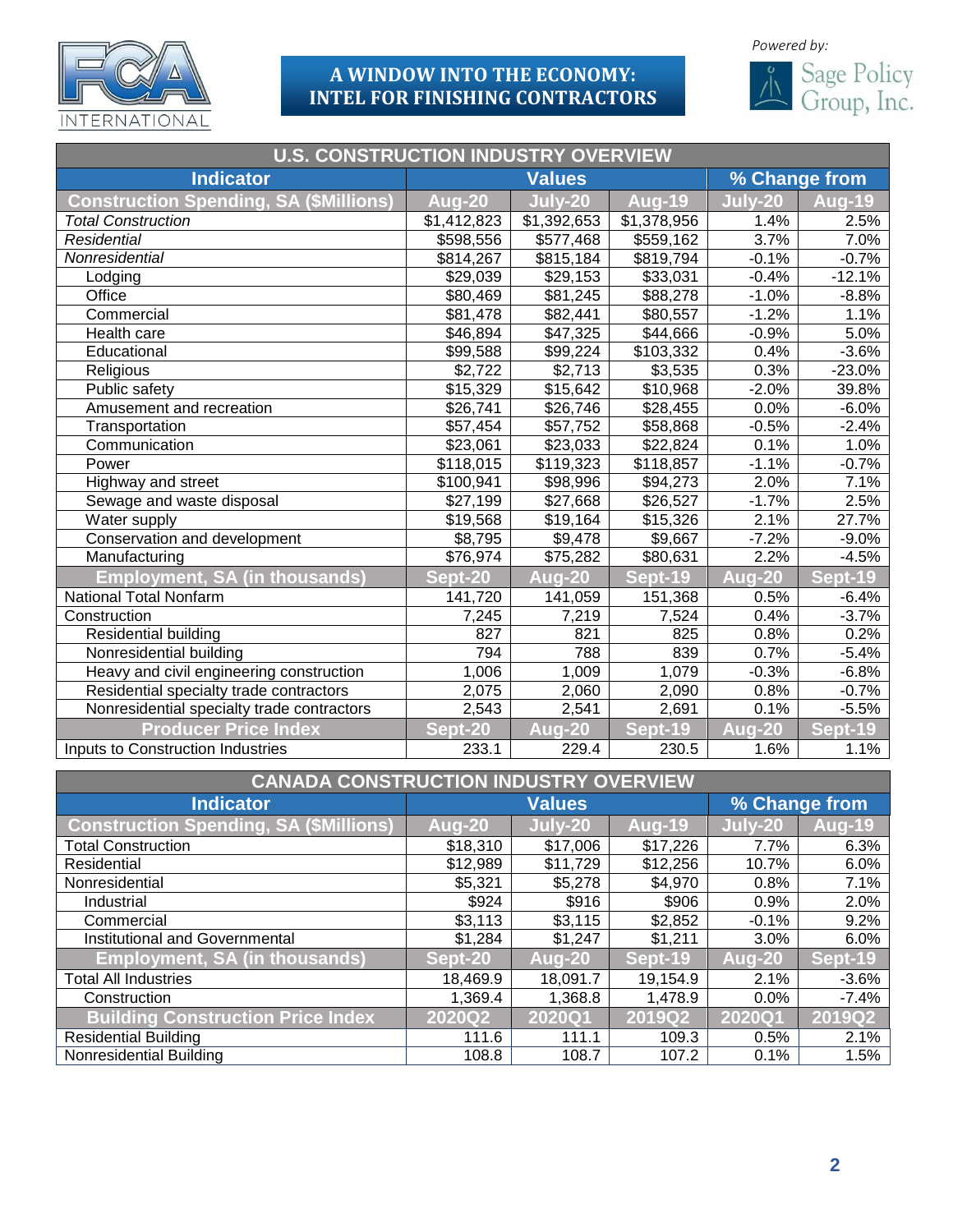A WINDOW INTO THE ECONOMY:
INTEL FOR FINISHING CONTRACTORS

Powered by: Sage Policy Group, Inc.

## U.S. CONSTRUCTION INDUSTRY OVERVIEW

| Indicator | Values | | | % Change from | |
|---|---|---|---|---|---|
| **Construction Spending, SA ($Millions)** | **Aug-20** | **July-20** | **Aug-19** | **July-20** | **Aug-19** |
| *Total Construction* | $1,412,823 | $1,392,653 | $1,378,956 | 1.4% | 2.5% |
| *Residential* | $598,556 | $577,468 | $559,162 | 3.7% | 7.0% |
| *Nonresidential* | $814,267 | $815,184 | $819,794 | -0.1% | -0.7% |
| Lodging | $29,039 | $29,153 | $33,031 | -0.4% | -12.1% |
| Office | $80,469 | $81,245 | $88,278 | -1.0% | -8.8% |
| Commercial | $81,478 | $82,441 | $80,557 | -1.2% | 1.1% |
| Health care | $46,894 | $47,325 | $44,666 | -0.9% | 5.0% |
| Educational | $99,588 | $99,224 | $103,332 | 0.4% | -3.6% |
| Religious | $2,722 | $2,713 | $3,535 | 0.3% | -23.0% |
| Public safety | $15,329 | $15,642 | $10,968 | -2.0% | 39.8% |
| Amusement and recreation | $26,741 | $26,746 | $28,455 | 0.0% | -6.0% |
| Transportation | $57,454 | $57,752 | $58,868 | -0.5% | -2.4% |
| Communication | $23,061 | $23,033 | $22,824 | 0.1% | 1.0% |
| Power | $118,015 | $119,323 | $118,857 | -1.1% | -0.7% |
| Highway and street | $100,941 | $98,996 | $94,273 | 2.0% | 7.1% |
| Sewage and waste disposal | $27,199 | $27,668 | $26,527 | -1.7% | 2.5% |
| Water supply | $19,568 | $19,164 | $15,326 | 2.1% | 27.7% |
| Conservation and development | $8,795 | $9,478 | $9,667 | -7.2% | -9.0% |
| Manufacturing | $76,974 | $75,282 | $80,631 | 2.2% | -4.5% |
| **Employment, SA (in thousands)** | **Sept-20** | **Aug-20** | **Sept-19** | **Aug-20** | **Sept-19** |
| National Total Nonfarm | 141,720 | 141,059 | 151,368 | 0.5% | -6.4% |
| Construction | 7,245 | 7,219 | 7,524 | 0.4% | -3.7% |
| Residential building | 827 | 821 | 825 | 0.8% | 0.2% |
| Nonresidential building | 794 | 788 | 839 | 0.7% | -5.4% |
| Heavy and civil engineering construction | 1,006 | 1,009 | 1,079 | -0.3% | -6.8% |
| Residential specialty trade contractors | 2,075 | 2,060 | 2,090 | 0.8% | -0.7% |
| Nonresidential specialty trade contractors | 2,543 | 2,541 | 2,691 | 0.1% | -5.5% |
| **Producer Price Index** | **Sept-20** | **Aug-20** | **Sept-19** | **Aug-20** | **Sept-19** |
| Inputs to Construction Industries | 233.1 | 229.4 | 230.5 | 1.6% | 1.1% |

## CANADA CONSTRUCTION INDUSTRY OVERVIEW

| Indicator | Values | | | % Change from | |
|---|---|---|---|---|---|
| **Construction Spending, SA ($Millions)** | **Aug-20** | **July-20** | **Aug-19** | **July-20** | **Aug-19** |
| Total Construction | $18,310 | $17,006 | $17,226 | 7.7% | 6.3% |
| Residential | $12,989 | $11,729 | $12,256 | 10.7% | 6.0% |
| Nonresidential | $5,321 | $5,278 | $4,970 | 0.8% | 7.1% |
| Industrial | $924 | $916 | $906 | 0.9% | 2.0% |
| Commercial | $3,113 | $3,115 | $2,852 | -0.1% | 9.2% |
| Institutional and Governmental | $1,284 | $1,247 | $1,211 | 3.0% | 6.0% |
| **Employment, SA (in thousands)** | **Sept-20** | **Aug-20** | **Sept-19** | **Aug-20** | **Sept-19** |
| Total All Industries | 18,469.9 | 18,091.7 | 19,154.9 | 2.1% | -3.6% |
| Construction | 1,369.4 | 1,368.8 | 1,478.9 | 0.0% | -7.4% |
| **Building Construction Price Index** | **2020Q2** | **2020Q1** | **2019Q2** | **2020Q1** | **2019Q2** |
| Residential Building | 111.6 | 111.1 | 109.3 | 0.5% | 2.1% |
| Nonresidential Building | 108.8 | 108.7 | 107.2 | 0.1% | 1.5% |